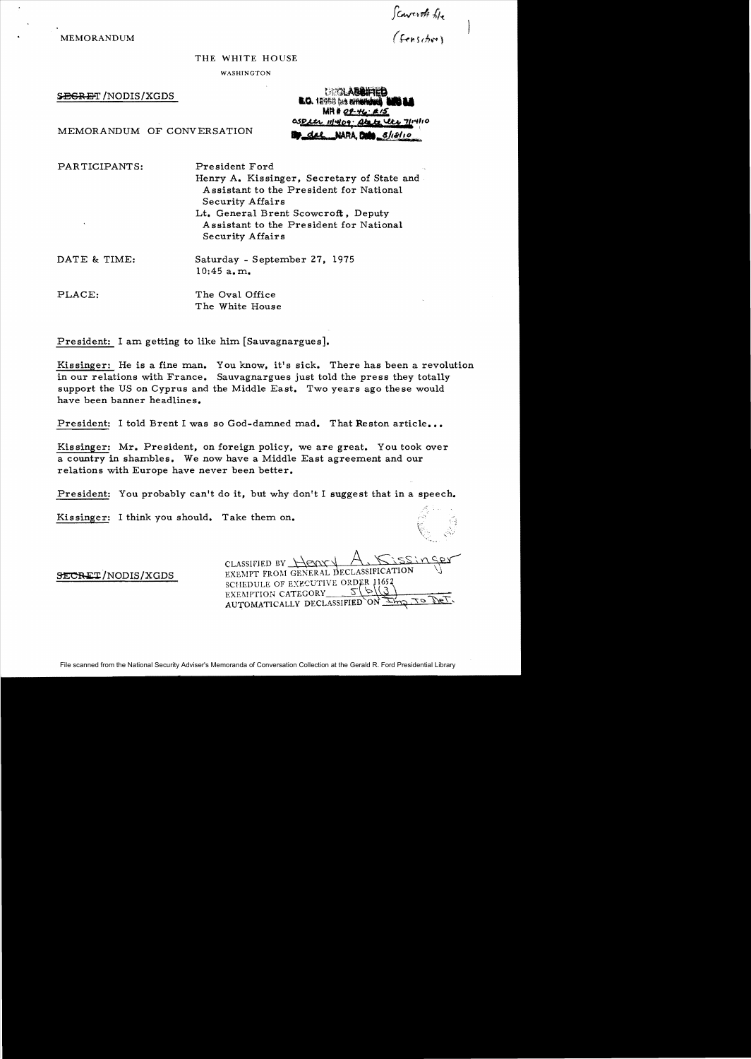Scowcroft file (Sensitive)

MEMORANDUM

THE WHITE HOUSE

WASHINGTON

~~SECRET~~/NODIS/XGDS

DECLASSIFIED
E.O. 12958 (as amended) SEC 3.3
MR # 09-46; #15
OSD ltr 11/4/09; State ltr 7/14/10
By dal NARA, Date 8/16/10

MEMORANDUM OF CONVERSATION

PARTICIPANTS: President Ford
Henry A. Kissinger, Secretary of State and Assistant to the President for National Security Affairs
Lt. General Brent Scowcroft, Deputy Assistant to the President for National Security Affairs

DATE & TIME: Saturday - September 27, 1975
10:45 a.m.

PLACE: The Oval Office
The White House

President: I am getting to like him [Sauvagnargues].

Kissinger: He is a fine man. You know, it's sick. There has been a revolution in our relations with France. Sauvagnargues just told the press they totally support the US on Cyprus and the Middle East. Two years ago these would have been banner headlines.

President: I told Brent I was so God-damned mad. That Reston article...

Kissinger: Mr. President, on foreign policy, we are great. You took over a country in shambles. We now have a Middle East agreement and our relations with Europe have never been better.

President: You probably can't do it, but why don't I suggest that in a speech.

Kissinger: I think you should. Take them on.

~~SECRET~~/NODIS/XGDS

CLASSIFIED BY Henry A. Kissinger
EXEMPT FROM GENERAL DECLASSIFICATION
SCHEDULE OF EXECUTIVE ORDER 11652
EXEMPTION CATEGORY 5(b)(3)
AUTOMATICALLY DECLASSIFIED ON Imp to Det.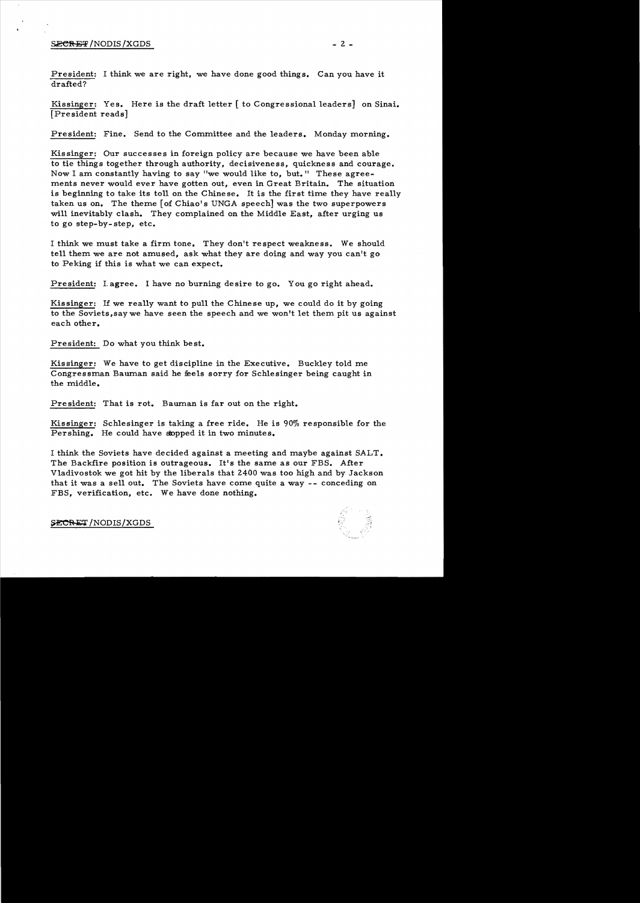President: I think we are right, we have done good things. Can you have it drafted?

Kissinger: Yes. Here is the draft letter [ to Congressional leaders] on Sinai. [President reads]

President: Fine. Send to the Committee and the leaders. Monday morning.

Kissinger: Our successes in foreign policy are because we have been able to tie things together through authority, decisiveness, quickness and courage. Now I am constantly having to say "we would like to, but." These agreements never would ever have gotten out, even in Great Britain. The situation is beginning to take its toll on the Chinese. It is the first time they have really taken us on. The theme [of Chiao's UNGA speech] was the two superpowers will inevitably clash. They complained on the Middle East, after urging us to go step-by-step, etc.

I think we must take a firm tone. They don't respect weakness. We should tell them we are not amused, ask what they are doing and way you can't go to Peking if this is what we can expect.

President: I agree. I have no burning desire to go. You go right ahead.

Kissinger: If we really want to pull the Chinese up, we could do it by going to the Soviets, say we have seen the speech and we won't let them pit us against each other.

President: Do what you think best.

Kissinger: We have to get discipline in the Executive. Buckley told me Congressman Bauman said he feels sorry for Schlesinger being caught in the middle.

President: That is rot. Bauman is far out on the right.

Kissinger: Schlesinger is taking a free ride. He is 90% responsible for the Pershing. He could have stopped it in two minutes.

I think the Soviets have decided against a meeting and maybe against SALT. The Backfire position is outrageous. It's the same as our FBS. After Vladivostok we got hit by the liberals that 2400 was too high and by Jackson that it was a sell out. The Soviets have come quite a way -- conceding on FBS, verification, etc. We have done nothing.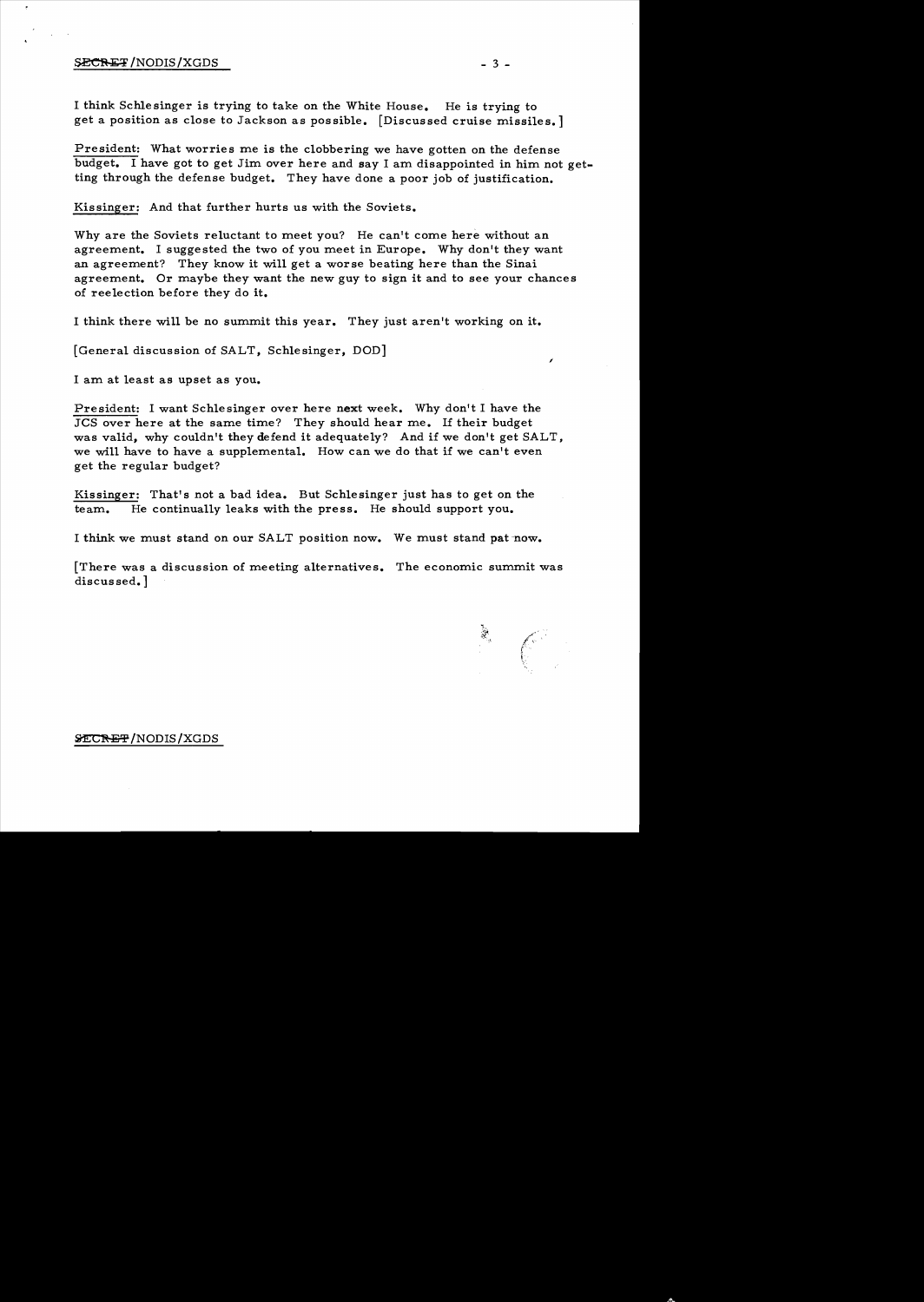I think Schlesinger is trying to take on the White House. He is trying to get a position as close to Jackson as possible. [Discussed cruise missiles.]

President: What worries me is the clobbering we have gotten on the defense budget. I have got to get Jim over here and say I am disappointed in him not getting through the defense budget. They have done a poor job of justification.

Kissinger: And that further hurts us with the Soviets.

Why are the Soviets reluctant to meet you? He can't come here without an agreement. I suggested the two of you meet in Europe. Why don't they want an agreement? They know it will get a worse beating here than the Sinai agreement. Or maybe they want the new guy to sign it and to see your chances of reelection before they do it.

I think there will be no summit this year. They just aren't working on it.

[General discussion of SALT, Schlesinger, DOD]

I am at least as upset as you.

President: I want Schlesinger over here next week. Why don't I have the JCS over here at the same time? They should hear me. If their budget was valid, why couldn't they defend it adequately? And if we don't get SALT, we will have to have a supplemental. How can we do that if we can't even get the regular budget?

Kissinger: That's not a bad idea. But Schlesinger just has to get on the team. He continually leaks with the press. He should support you.

I think we must stand on our SALT position now. We must stand pat now.

[There was a discussion of meeting alternatives. The economic summit was discussed.]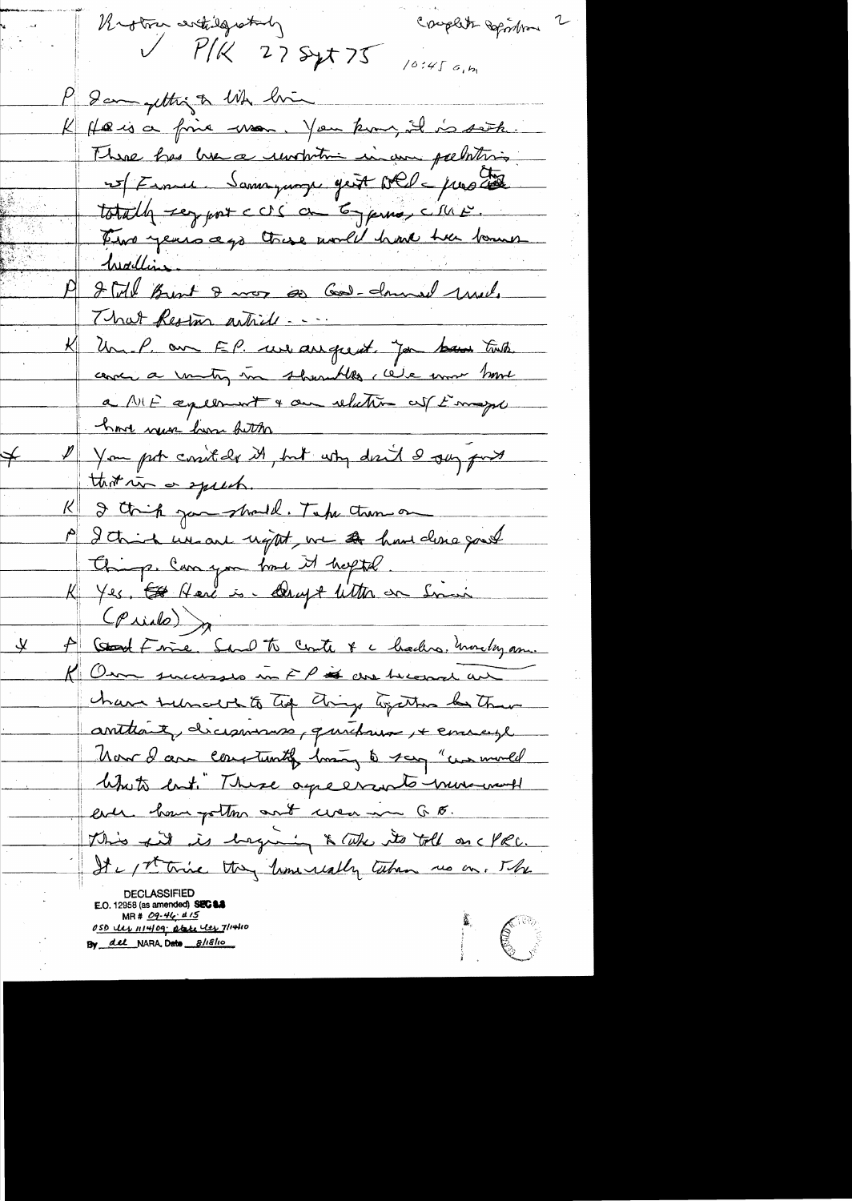Nessen cautiously — Complete reproduction 2

✓ P/K 27 Sept 75 10:45 a.m.

P I am getting to like him

K He is a fine man. You know, it is sick. There has been a revolution in our relations w/ France. Sauvagnargues just OK'd — proposed totally support US on Cyprus, CSCE. Two years ago these would have been banner headlines.

P I told Brent I was so God-damned mad. That Reston article....

K Un. P. on FP we are great. You have took over a country in shambles. We now have a ME agreement + our relation w/ Europe have never been better

✗ P You put contents it, but why don't I say just that in a speech.

K I think you should. Take them on

P I think we are right, we have done good things. Can you have it helpful.

K Yes. Here is draft letter on Sinai (Private)

✗ P Good Fine. Send to Conte & c leaders. Monday am.

K Our successes in FP are because we have turned to tie things together for their authority, decisiveness, quickness, + courage. Now I am constantly having to say "we would like to wait." These agreements — would never have gotten out even in G.B. This sit is beginning to take its toll on c PRC. It c 1st time they have really taken us on. The

DECLASSIFIED
E.O. 12958 (as amended) SEC 3.3
MR # 09-46; #15
OSD ltr 11/4/09; State ltr 7/14/10
By dal NARA, Date 8/18/10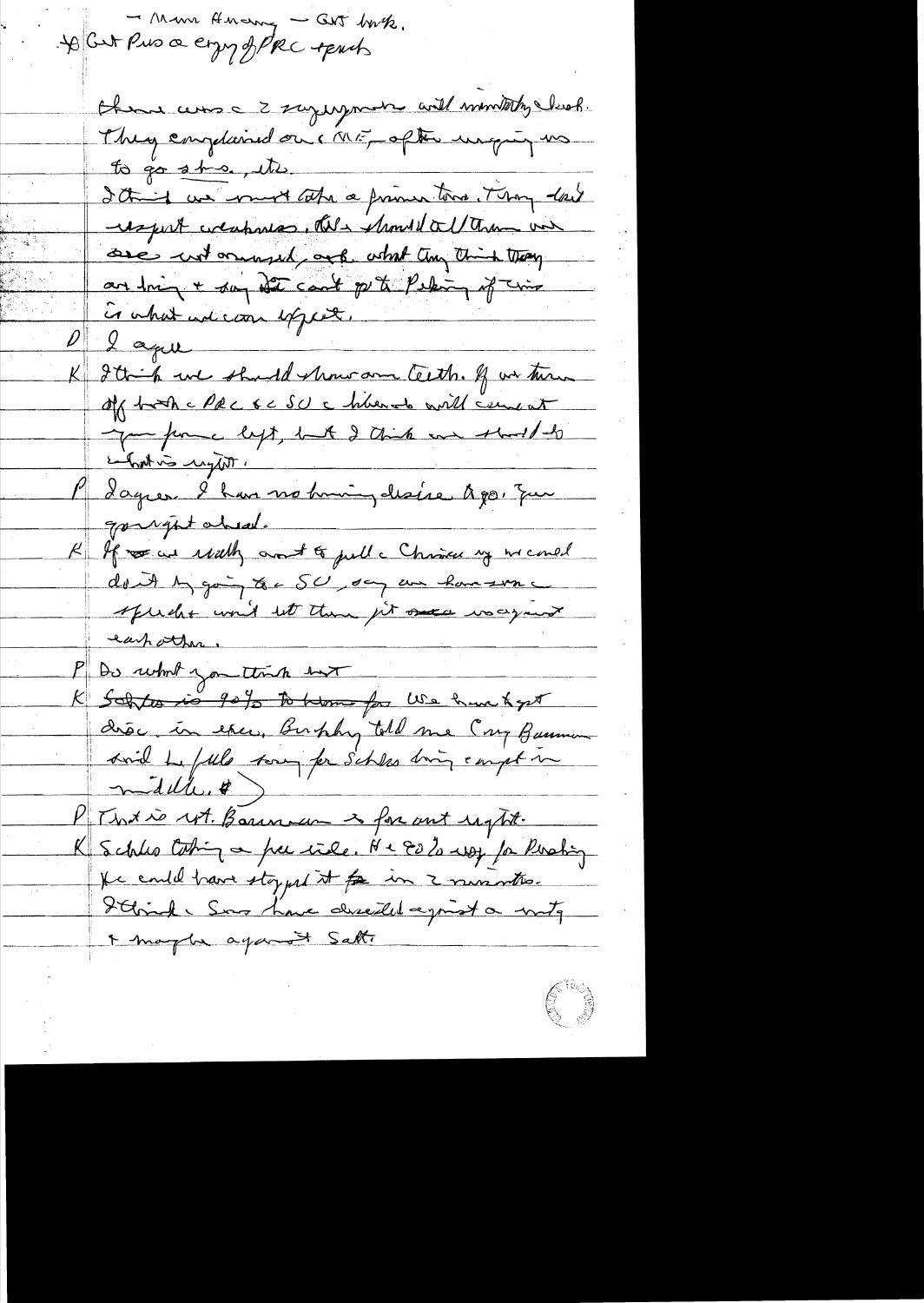– Mun Hwang – Get back.
* Get Pres a copy of PRC speech

There was a 2 ~~sayings~~ with ministry chief. They complained on the ME, after urging us to go sts., etc.

I think we must take a firmer tone. They don't respect weakness. Also should tell them we are not amused, ask what they think they are doing & say that can't go to Peking if this is what we can expect.

D I agree

K I think we should show our teeth. If we turn off both the PRC & the SU the liberals will cement from left, but I think we should do what is right.

P I agree. I have no burning desire to go. You go right ahead.

K If we are really want to pull the Chinese up we could do it by going to the SU, say we have seen the speeches won't let them pit ~~us~~ us against each other.

P Do what you think best

K ~~Schlesinger is 90% to blame for~~ We have to get disc. in exec. Brophy told me Cong Bauman said he fells sorry for Schles being caught in middle. *

P That is not. Bauman is far out right.

K Schles taking a free ride. He's 90% resp for Proxmire He could have stopped it ~~for~~ in 2 minutes. I think the Sov have decided against a mtg & maybe against Salt.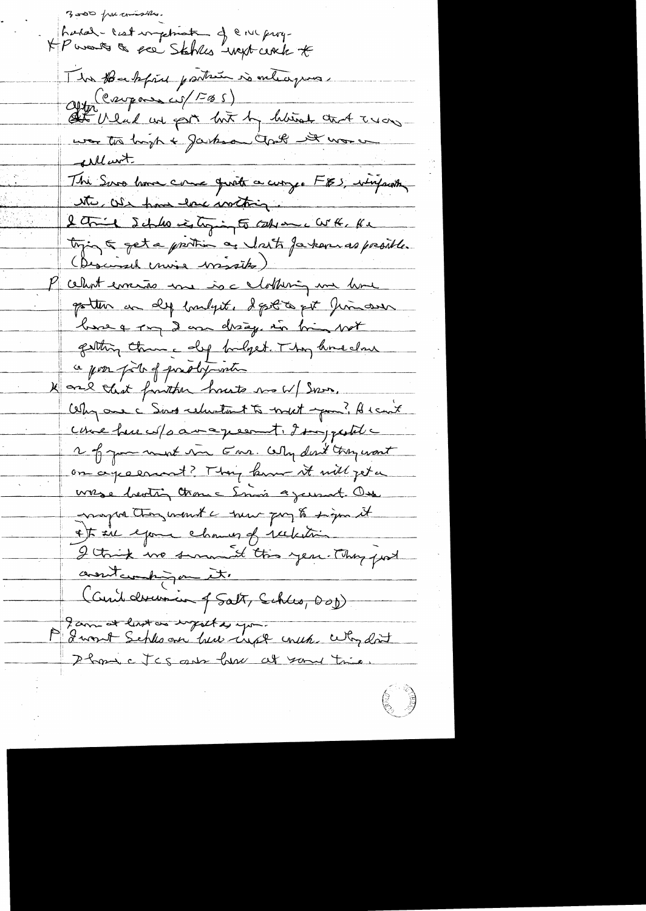3000 from missiles.

Had a cost implication of cruise prog.

* P wants to see Schles next week *

The Backfire position is outrageous.

After (cruise w/ FBS)

At Vlad we got hit by believing that it was too high & Jackson thought it was excellent.

The Sov have come quite a way. FBS, verification etc. We have done nothing.

I think Schles is trying to scuttle W.H. He is trying to get a position as close to Jackson as possible. (Discussed cruise missiles)

P What concerns me is the clobbering we have gotten on def budget. I got to get Jim over here & say I am disappointed in him not getting thru the def budget. They have done a poor job of probably on.

K And that further hurts us w/ Sov.

Why are the Sov reluctant to meet you? He can't come here w/o an agreement. I suggested 2 of you meet in Eur. Why don't they want an agreement? They know it will get a worse beating than the Sinai agreement. One major thing would be new guy to sign it & to see your chances of reelection.

I think no summit this year. They just aren't working on it.

(Further discussion of Salt, Schles, DOD)

P I am at least as upset as you. I want Schles over here next week. Why don't I have the JCS over here at same time.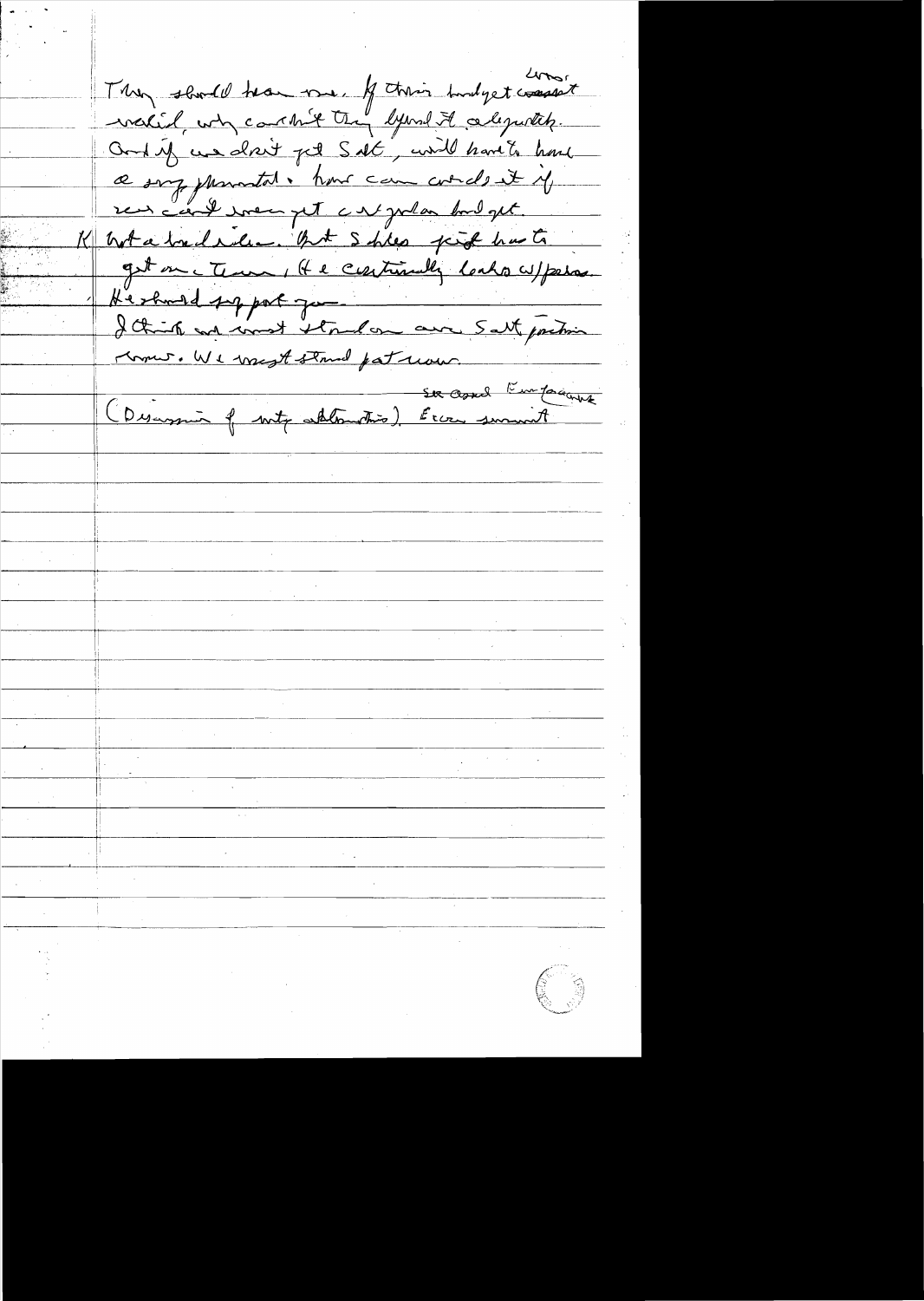They should hear me. If their budget wasn't valid, why couldn't they defend it adequately. And if we don't get SALT, will have to have a supplemental. How can we do it if we can't even get our regular budget.

K What a bad idea. But Schlesinger just has to get on a team. He continually leaks w/press. He should support you.

I think we must stand on our SALT position now. We must stand pat now.

(Discussion of entry alternatives) Second European Econ summit